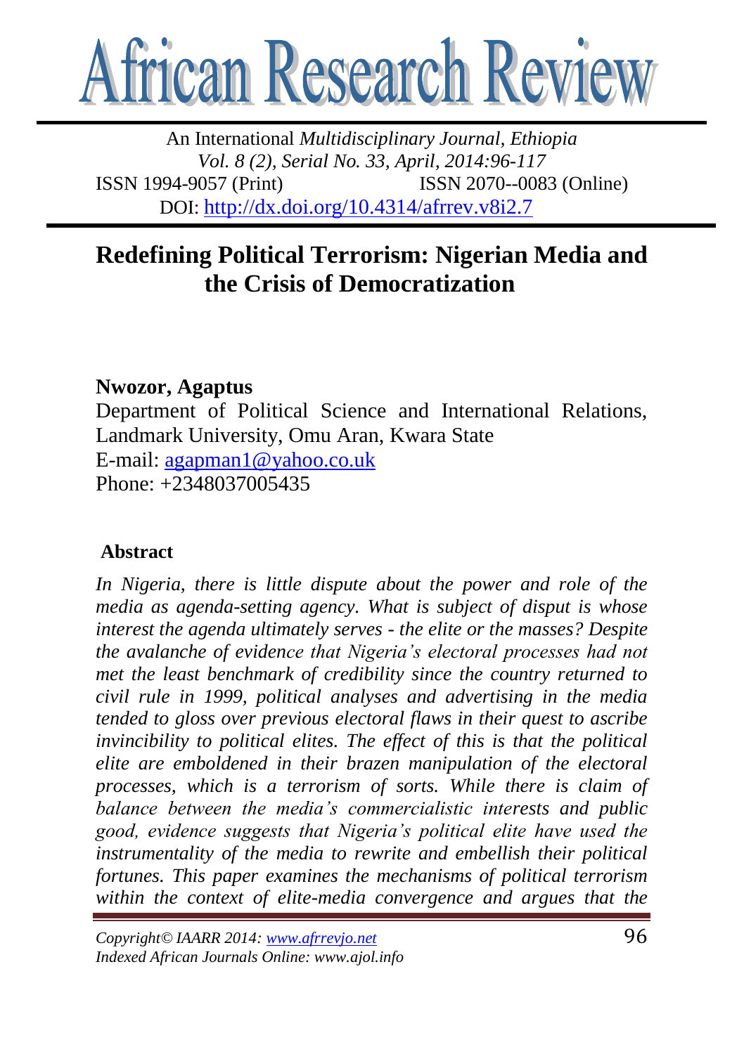# African Research Review

An International *Multidisciplinary Journal, Ethiopia*
*Vol. 8 (2), Serial No. 33, April, 2014:96-117*
ISSN 1994-9057 (Print) ISSN 2070--0083 (Online)
DOI: http://dx.doi.org/10.4314/afrrev.v8i2.7

## Redefining Political Terrorism: Nigerian Media and the Crisis of Democratization

**Nwozor, Agaptus**
Department of Political Science and International Relations, Landmark University, Omu Aran, Kwara State
E-mail: agapman1@yahoo.co.uk
Phone: +2348037005435

### Abstract

*In Nigeria, there is little dispute about the power and role of the media as agenda-setting agency. What is subject of disput is whose interest the agenda ultimately serves - the elite or the masses? Despite the avalanche of evidence that Nigeria's electoral processes had not met the least benchmark of credibility since the country returned to civil rule in 1999, political analyses and advertising in the media tended to gloss over previous electoral flaws in their quest to ascribe invincibility to political elites. The effect of this is that the political elite are emboldened in their brazen manipulation of the electoral processes, which is a terrorism of sorts. While there is claim of balance between the media's commercialistic interests and public good, evidence suggests that Nigeria's political elite have used the instrumentality of the media to rewrite and embellish their political fortunes. This paper examines the mechanisms of political terrorism within the context of elite-media convergence and argues that the*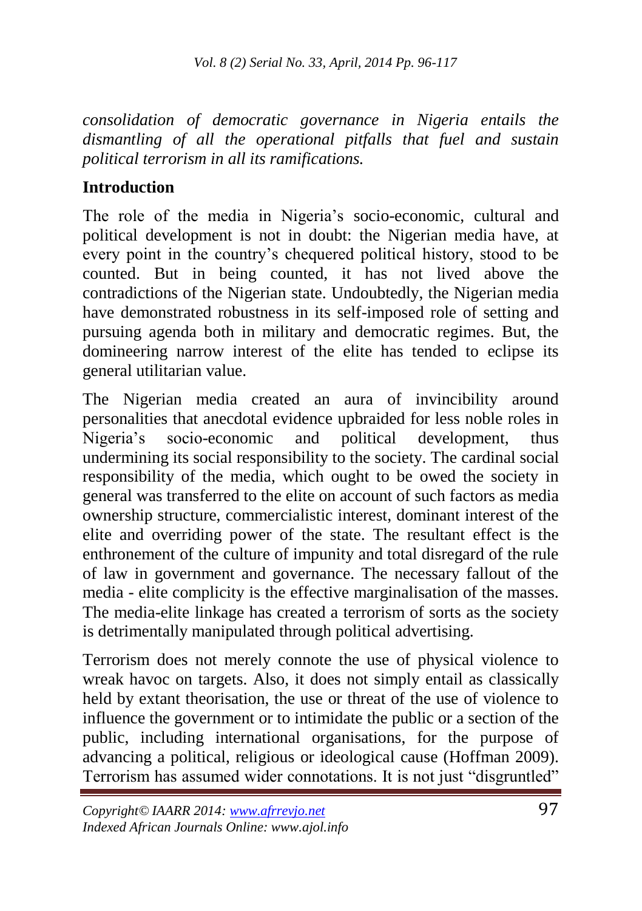*consolidation of democratic governance in Nigeria entails the dismantling of all the operational pitfalls that fuel and sustain political terrorism in all its ramifications.*

## Introduction

The role of the media in Nigeria's socio-economic, cultural and political development is not in doubt: the Nigerian media have, at every point in the country's chequered political history, stood to be counted. But in being counted, it has not lived above the contradictions of the Nigerian state. Undoubtedly, the Nigerian media have demonstrated robustness in its self-imposed role of setting and pursuing agenda both in military and democratic regimes. But, the domineering narrow interest of the elite has tended to eclipse its general utilitarian value.

The Nigerian media created an aura of invincibility around personalities that anecdotal evidence upbraided for less noble roles in Nigeria's socio-economic and political development, thus undermining its social responsibility to the society. The cardinal social responsibility of the media, which ought to be owed the society in general was transferred to the elite on account of such factors as media ownership structure, commercialistic interest, dominant interest of the elite and overriding power of the state. The resultant effect is the enthronement of the culture of impunity and total disregard of the rule of law in government and governance. The necessary fallout of the media - elite complicity is the effective marginalisation of the masses. The media-elite linkage has created a terrorism of sorts as the society is detrimentally manipulated through political advertising.

Terrorism does not merely connote the use of physical violence to wreak havoc on targets. Also, it does not simply entail as classically held by extant theorisation, the use or threat of the use of violence to influence the government or to intimidate the public or a section of the public, including international organisations, for the purpose of advancing a political, religious or ideological cause (Hoffman 2009). Terrorism has assumed wider connotations. It is not just "disgruntled"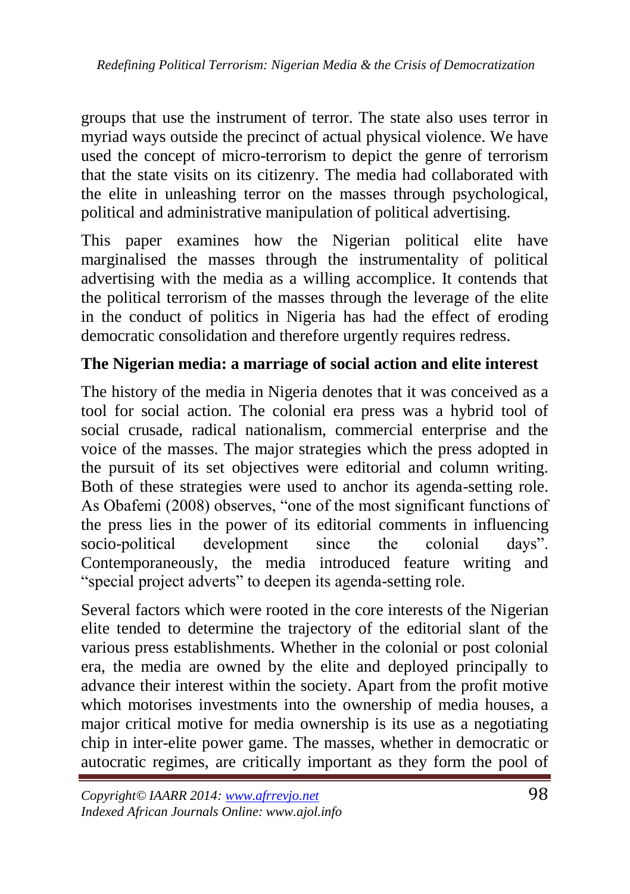groups that use the instrument of terror. The state also uses terror in myriad ways outside the precinct of actual physical violence. We have used the concept of micro-terrorism to depict the genre of terrorism that the state visits on its citizenry. The media had collaborated with the elite in unleashing terror on the masses through psychological, political and administrative manipulation of political advertising.

This paper examines how the Nigerian political elite have marginalised the masses through the instrumentality of political advertising with the media as a willing accomplice. It contends that the political terrorism of the masses through the leverage of the elite in the conduct of politics in Nigeria has had the effect of eroding democratic consolidation and therefore urgently requires redress.

## The Nigerian media: a marriage of social action and elite interest

The history of the media in Nigeria denotes that it was conceived as a tool for social action. The colonial era press was a hybrid tool of social crusade, radical nationalism, commercial enterprise and the voice of the masses. The major strategies which the press adopted in the pursuit of its set objectives were editorial and column writing. Both of these strategies were used to anchor its agenda-setting role. As Obafemi (2008) observes, "one of the most significant functions of the press lies in the power of its editorial comments in influencing socio-political development since the colonial days". Contemporaneously, the media introduced feature writing and "special project adverts" to deepen its agenda-setting role.

Several factors which were rooted in the core interests of the Nigerian elite tended to determine the trajectory of the editorial slant of the various press establishments. Whether in the colonial or post colonial era, the media are owned by the elite and deployed principally to advance their interest within the society. Apart from the profit motive which motorises investments into the ownership of media houses, a major critical motive for media ownership is its use as a negotiating chip in inter-elite power game. The masses, whether in democratic or autocratic regimes, are critically important as they form the pool of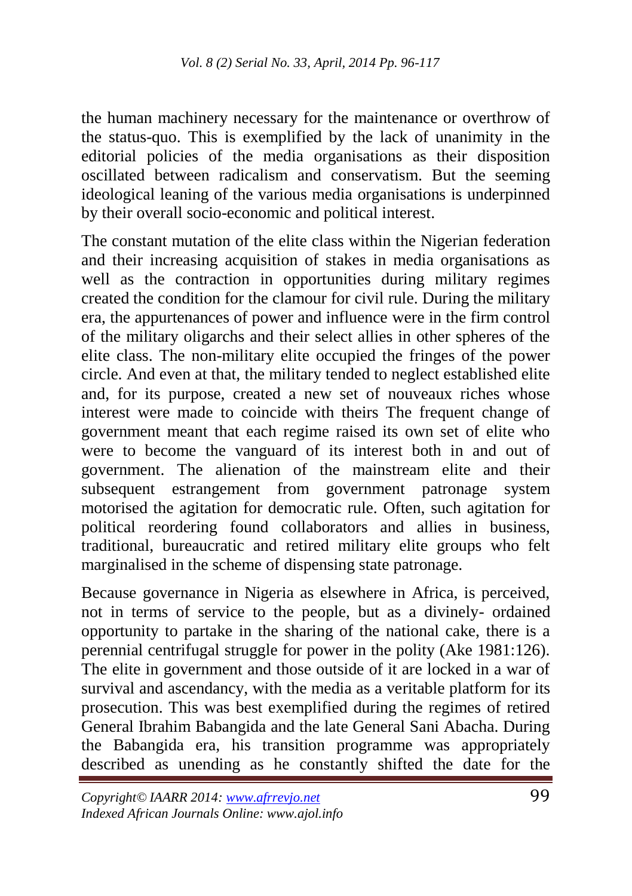the human machinery necessary for the maintenance or overthrow of the status-quo. This is exemplified by the lack of unanimity in the editorial policies of the media organisations as their disposition oscillated between radicalism and conservatism. But the seeming ideological leaning of the various media organisations is underpinned by their overall socio-economic and political interest.

The constant mutation of the elite class within the Nigerian federation and their increasing acquisition of stakes in media organisations as well as the contraction in opportunities during military regimes created the condition for the clamour for civil rule. During the military era, the appurtenances of power and influence were in the firm control of the military oligarchs and their select allies in other spheres of the elite class. The non-military elite occupied the fringes of the power circle. And even at that, the military tended to neglect established elite and, for its purpose, created a new set of nouveaux riches whose interest were made to coincide with theirs The frequent change of government meant that each regime raised its own set of elite who were to become the vanguard of its interest both in and out of government. The alienation of the mainstream elite and their subsequent estrangement from government patronage system motorised the agitation for democratic rule. Often, such agitation for political reordering found collaborators and allies in business, traditional, bureaucratic and retired military elite groups who felt marginalised in the scheme of dispensing state patronage.

Because governance in Nigeria as elsewhere in Africa, is perceived, not in terms of service to the people, but as a divinely- ordained opportunity to partake in the sharing of the national cake, there is a perennial centrifugal struggle for power in the polity (Ake 1981:126). The elite in government and those outside of it are locked in a war of survival and ascendancy, with the media as a veritable platform for its prosecution. This was best exemplified during the regimes of retired General Ibrahim Babangida and the late General Sani Abacha. During the Babangida era, his transition programme was appropriately described as unending as he constantly shifted the date for the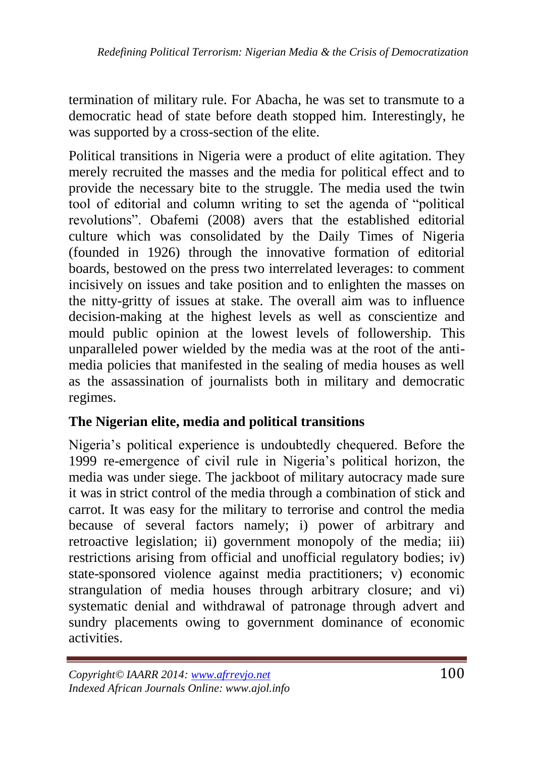termination of military rule. For Abacha, he was set to transmute to a democratic head of state before death stopped him. Interestingly, he was supported by a cross-section of the elite.

Political transitions in Nigeria were a product of elite agitation. They merely recruited the masses and the media for political effect and to provide the necessary bite to the struggle. The media used the twin tool of editorial and column writing to set the agenda of "political revolutions". Obafemi (2008) avers that the established editorial culture which was consolidated by the Daily Times of Nigeria (founded in 1926) through the innovative formation of editorial boards, bestowed on the press two interrelated leverages: to comment incisively on issues and take position and to enlighten the masses on the nitty-gritty of issues at stake. The overall aim was to influence decision-making at the highest levels as well as conscientize and mould public opinion at the lowest levels of followership. This unparalleled power wielded by the media was at the root of the anti-media policies that manifested in the sealing of media houses as well as the assassination of journalists both in military and democratic regimes.

## The Nigerian elite, media and political transitions

Nigeria's political experience is undoubtedly chequered. Before the 1999 re-emergence of civil rule in Nigeria's political horizon, the media was under siege. The jackboot of military autocracy made sure it was in strict control of the media through a combination of stick and carrot. It was easy for the military to terrorise and control the media because of several factors namely; i) power of arbitrary and retroactive legislation; ii) government monopoly of the media; iii) restrictions arising from official and unofficial regulatory bodies; iv) state-sponsored violence against media practitioners; v) economic strangulation of media houses through arbitrary closure; and vi) systematic denial and withdrawal of patronage through advert and sundry placements owing to government dominance of economic activities.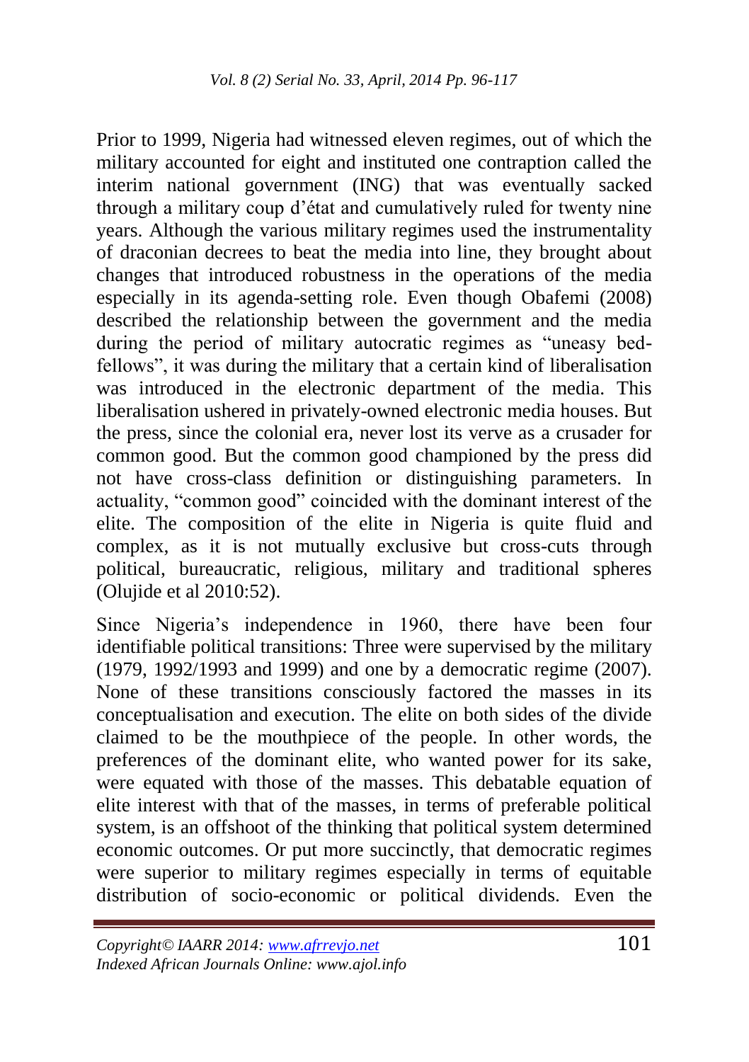Prior to 1999, Nigeria had witnessed eleven regimes, out of which the military accounted for eight and instituted one contraption called the interim national government (ING) that was eventually sacked through a military coup d'état and cumulatively ruled for twenty nine years. Although the various military regimes used the instrumentality of draconian decrees to beat the media into line, they brought about changes that introduced robustness in the operations of the media especially in its agenda-setting role. Even though Obafemi (2008) described the relationship between the government and the media during the period of military autocratic regimes as "uneasy bed-fellows", it was during the military that a certain kind of liberalisation was introduced in the electronic department of the media. This liberalisation ushered in privately-owned electronic media houses. But the press, since the colonial era, never lost its verve as a crusader for common good. But the common good championed by the press did not have cross-class definition or distinguishing parameters. In actuality, "common good" coincided with the dominant interest of the elite. The composition of the elite in Nigeria is quite fluid and complex, as it is not mutually exclusive but cross-cuts through political, bureaucratic, religious, military and traditional spheres (Olujide et al 2010:52).

Since Nigeria's independence in 1960, there have been four identifiable political transitions: Three were supervised by the military (1979, 1992/1993 and 1999) and one by a democratic regime (2007). None of these transitions consciously factored the masses in its conceptualisation and execution. The elite on both sides of the divide claimed to be the mouthpiece of the people. In other words, the preferences of the dominant elite, who wanted power for its sake, were equated with those of the masses. This debatable equation of elite interest with that of the masses, in terms of preferable political system, is an offshoot of the thinking that political system determined economic outcomes. Or put more succinctly, that democratic regimes were superior to military regimes especially in terms of equitable distribution of socio-economic or political dividends. Even the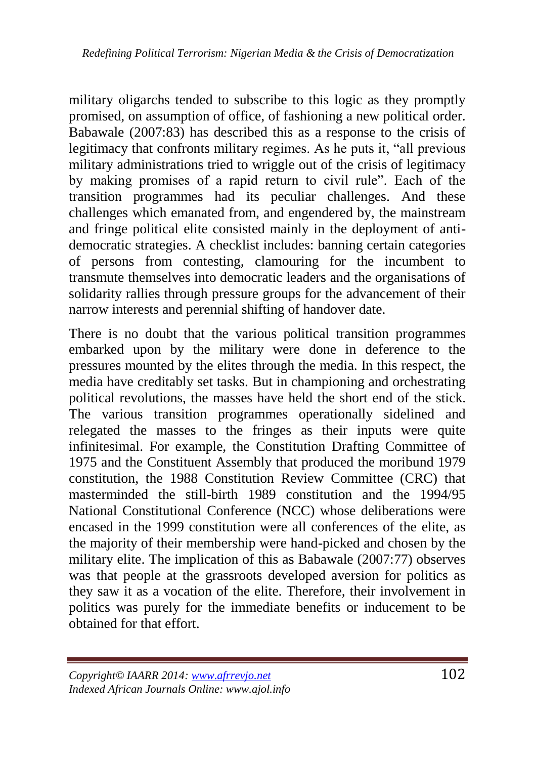military oligarchs tended to subscribe to this logic as they promptly promised, on assumption of office, of fashioning a new political order. Babawale (2007:83) has described this as a response to the crisis of legitimacy that confronts military regimes. As he puts it, "all previous military administrations tried to wriggle out of the crisis of legitimacy by making promises of a rapid return to civil rule". Each of the transition programmes had its peculiar challenges. And these challenges which emanated from, and engendered by, the mainstream and fringe political elite consisted mainly in the deployment of anti-democratic strategies. A checklist includes: banning certain categories of persons from contesting, clamouring for the incumbent to transmute themselves into democratic leaders and the organisations of solidarity rallies through pressure groups for the advancement of their narrow interests and perennial shifting of handover date.

There is no doubt that the various political transition programmes embarked upon by the military were done in deference to the pressures mounted by the elites through the media. In this respect, the media have creditably set tasks. But in championing and orchestrating political revolutions, the masses have held the short end of the stick. The various transition programmes operationally sidelined and relegated the masses to the fringes as their inputs were quite infinitesimal. For example, the Constitution Drafting Committee of 1975 and the Constituent Assembly that produced the moribund 1979 constitution, the 1988 Constitution Review Committee (CRC) that masterminded the still-birth 1989 constitution and the 1994/95 National Constitutional Conference (NCC) whose deliberations were encased in the 1999 constitution were all conferences of the elite, as the majority of their membership were hand-picked and chosen by the military elite. The implication of this as Babawale (2007:77) observes was that people at the grassroots developed aversion for politics as they saw it as a vocation of the elite. Therefore, their involvement in politics was purely for the immediate benefits or inducement to be obtained for that effort.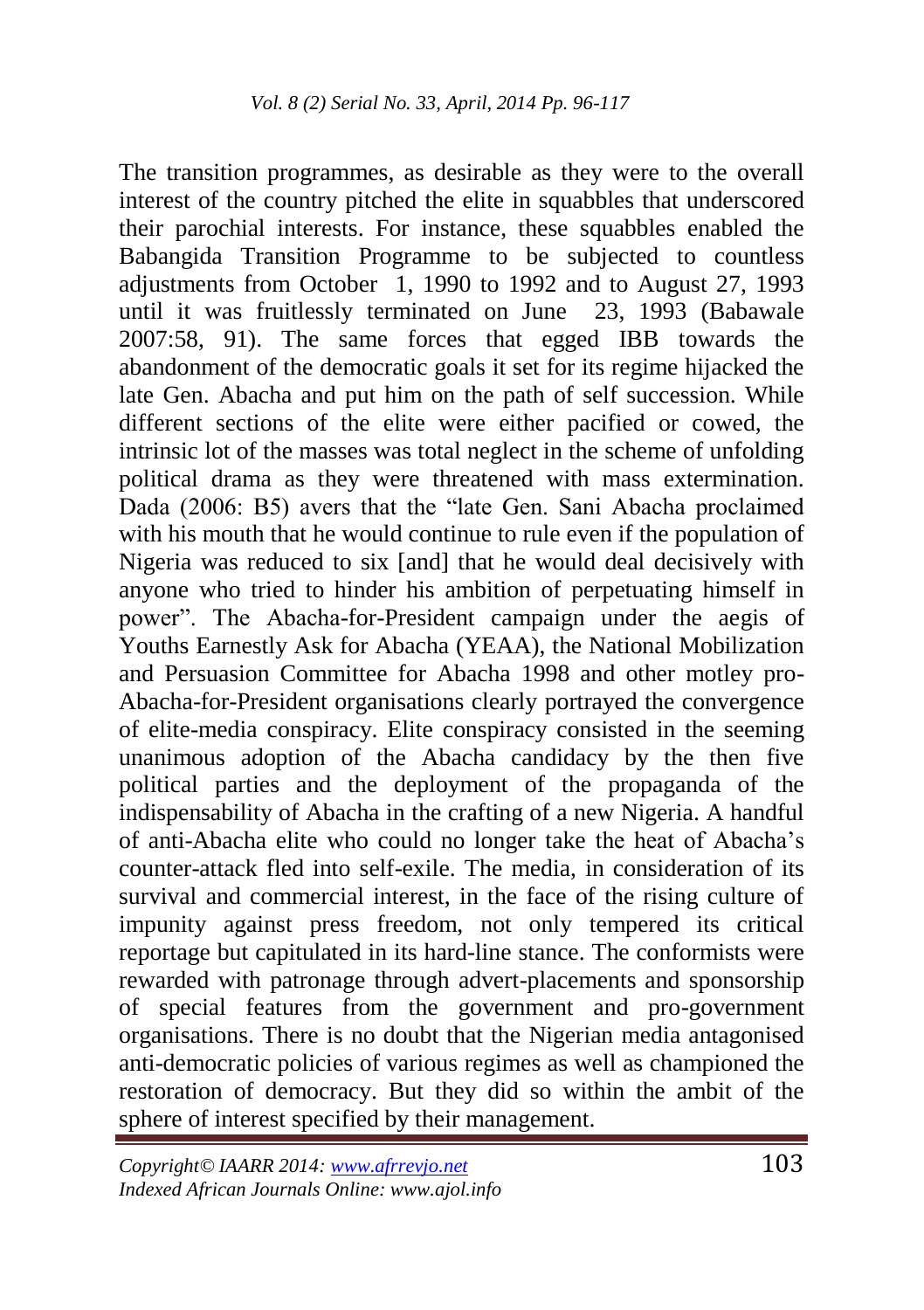The transition programmes, as desirable as they were to the overall interest of the country pitched the elite in squabbles that underscored their parochial interests. For instance, these squabbles enabled the Babangida Transition Programme to be subjected to countless adjustments from October 1, 1990 to 1992 and to August 27, 1993 until it was fruitlessly terminated on June 23, 1993 (Babawale 2007:58, 91). The same forces that egged IBB towards the abandonment of the democratic goals it set for its regime hijacked the late Gen. Abacha and put him on the path of self succession. While different sections of the elite were either pacified or cowed, the intrinsic lot of the masses was total neglect in the scheme of unfolding political drama as they were threatened with mass extermination. Dada (2006: B5) avers that the "late Gen. Sani Abacha proclaimed with his mouth that he would continue to rule even if the population of Nigeria was reduced to six [and] that he would deal decisively with anyone who tried to hinder his ambition of perpetuating himself in power". The Abacha-for-President campaign under the aegis of Youths Earnestly Ask for Abacha (YEAA), the National Mobilization and Persuasion Committee for Abacha 1998 and other motley pro-Abacha-for-President organisations clearly portrayed the convergence of elite-media conspiracy. Elite conspiracy consisted in the seeming unanimous adoption of the Abacha candidacy by the then five political parties and the deployment of the propaganda of the indispensability of Abacha in the crafting of a new Nigeria. A handful of anti-Abacha elite who could no longer take the heat of Abacha's counter-attack fled into self-exile. The media, in consideration of its survival and commercial interest, in the face of the rising culture of impunity against press freedom, not only tempered its critical reportage but capitulated in its hard-line stance. The conformists were rewarded with patronage through advert-placements and sponsorship of special features from the government and pro-government organisations. There is no doubt that the Nigerian media antagonised anti-democratic policies of various regimes as well as championed the restoration of democracy. But they did so within the ambit of the sphere of interest specified by their management.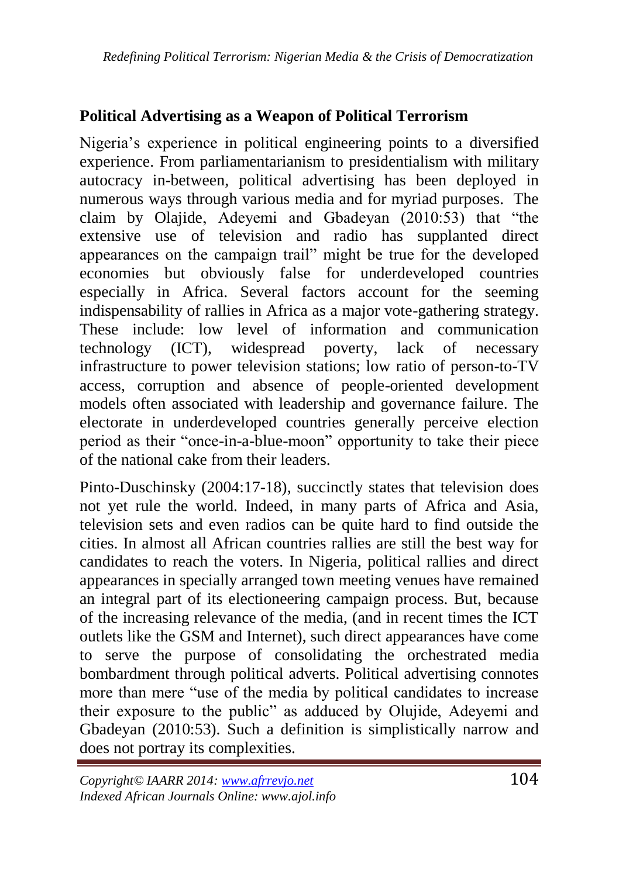## Political Advertising as a Weapon of Political Terrorism

Nigeria's experience in political engineering points to a diversified experience. From parliamentarianism to presidentialism with military autocracy in-between, political advertising has been deployed in numerous ways through various media and for myriad purposes. The claim by Olajide, Adeyemi and Gbadeyan (2010:53) that "the extensive use of television and radio has supplanted direct appearances on the campaign trail" might be true for the developed economies but obviously false for underdeveloped countries especially in Africa. Several factors account for the seeming indispensability of rallies in Africa as a major vote-gathering strategy. These include: low level of information and communication technology (ICT), widespread poverty, lack of necessary infrastructure to power television stations; low ratio of person-to-TV access, corruption and absence of people-oriented development models often associated with leadership and governance failure. The electorate in underdeveloped countries generally perceive election period as their "once-in-a-blue-moon" opportunity to take their piece of the national cake from their leaders.

Pinto-Duschinsky (2004:17-18), succinctly states that television does not yet rule the world. Indeed, in many parts of Africa and Asia, television sets and even radios can be quite hard to find outside the cities. In almost all African countries rallies are still the best way for candidates to reach the voters. In Nigeria, political rallies and direct appearances in specially arranged town meeting venues have remained an integral part of its electioneering campaign process. But, because of the increasing relevance of the media, (and in recent times the ICT outlets like the GSM and Internet), such direct appearances have come to serve the purpose of consolidating the orchestrated media bombardment through political adverts. Political advertising connotes more than mere "use of the media by political candidates to increase their exposure to the public" as adduced by Olujide, Adeyemi and Gbadeyan (2010:53). Such a definition is simplistically narrow and does not portray its complexities.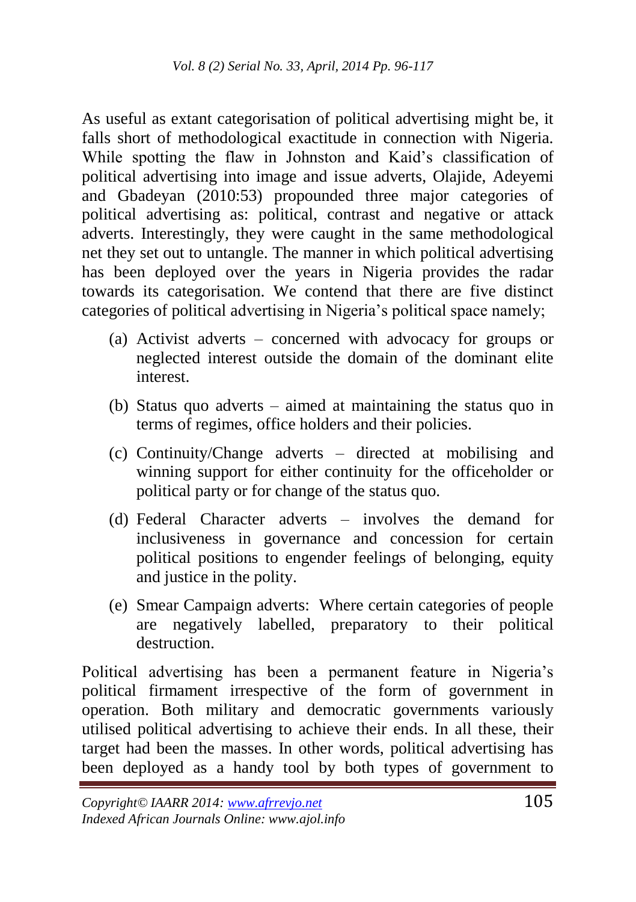As useful as extant categorisation of political advertising might be, it falls short of methodological exactitude in connection with Nigeria. While spotting the flaw in Johnston and Kaid's classification of political advertising into image and issue adverts, Olajide, Adeyemi and Gbadeyan (2010:53) propounded three major categories of political advertising as: political, contrast and negative or attack adverts. Interestingly, they were caught in the same methodological net they set out to untangle. The manner in which political advertising has been deployed over the years in Nigeria provides the radar towards its categorisation. We contend that there are five distinct categories of political advertising in Nigeria's political space namely;

(a) Activist adverts – concerned with advocacy for groups or neglected interest outside the domain of the dominant elite interest.

(b) Status quo adverts – aimed at maintaining the status quo in terms of regimes, office holders and their policies.

(c) Continuity/Change adverts – directed at mobilising and winning support for either continuity for the officeholder or political party or for change of the status quo.

(d) Federal Character adverts – involves the demand for inclusiveness in governance and concession for certain political positions to engender feelings of belonging, equity and justice in the polity.

(e) Smear Campaign adverts: Where certain categories of people are negatively labelled, preparatory to their political destruction.

Political advertising has been a permanent feature in Nigeria's political firmament irrespective of the form of government in operation. Both military and democratic governments variously utilised political advertising to achieve their ends. In all these, their target had been the masses. In other words, political advertising has been deployed as a handy tool by both types of government to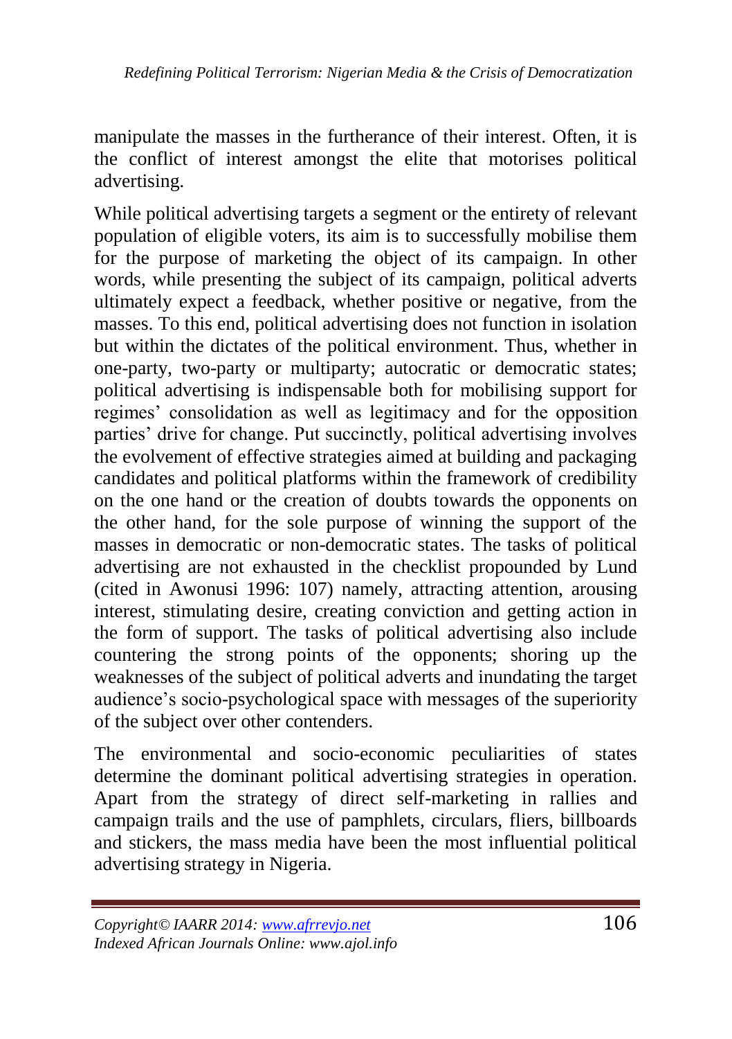manipulate the masses in the furtherance of their interest. Often, it is the conflict of interest amongst the elite that motorises political advertising.

While political advertising targets a segment or the entirety of relevant population of eligible voters, its aim is to successfully mobilise them for the purpose of marketing the object of its campaign. In other words, while presenting the subject of its campaign, political adverts ultimately expect a feedback, whether positive or negative, from the masses. To this end, political advertising does not function in isolation but within the dictates of the political environment. Thus, whether in one-party, two-party or multiparty; autocratic or democratic states; political advertising is indispensable both for mobilising support for regimes' consolidation as well as legitimacy and for the opposition parties' drive for change. Put succinctly, political advertising involves the evolvement of effective strategies aimed at building and packaging candidates and political platforms within the framework of credibility on the one hand or the creation of doubts towards the opponents on the other hand, for the sole purpose of winning the support of the masses in democratic or non-democratic states. The tasks of political advertising are not exhausted in the checklist propounded by Lund (cited in Awonusi 1996: 107) namely, attracting attention, arousing interest, stimulating desire, creating conviction and getting action in the form of support. The tasks of political advertising also include countering the strong points of the opponents; shoring up the weaknesses of the subject of political adverts and inundating the target audience's socio-psychological space with messages of the superiority of the subject over other contenders.

The environmental and socio-economic peculiarities of states determine the dominant political advertising strategies in operation. Apart from the strategy of direct self-marketing in rallies and campaign trails and the use of pamphlets, circulars, fliers, billboards and stickers, the mass media have been the most influential political advertising strategy in Nigeria.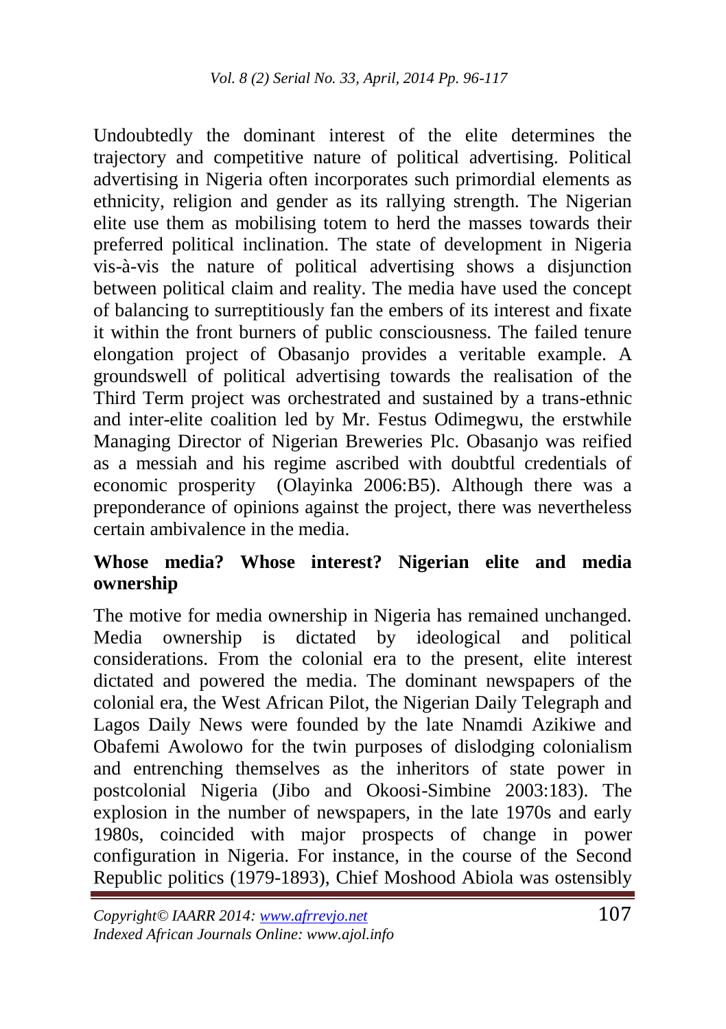Undoubtedly the dominant interest of the elite determines the trajectory and competitive nature of political advertising. Political advertising in Nigeria often incorporates such primordial elements as ethnicity, religion and gender as its rallying strength. The Nigerian elite use them as mobilising totem to herd the masses towards their preferred political inclination. The state of development in Nigeria vis-à-vis the nature of political advertising shows a disjunction between political claim and reality. The media have used the concept of balancing to surreptitiously fan the embers of its interest and fixate it within the front burners of public consciousness. The failed tenure elongation project of Obasanjo provides a veritable example. A groundswell of political advertising towards the realisation of the Third Term project was orchestrated and sustained by a trans-ethnic and inter-elite coalition led by Mr. Festus Odimegwu, the erstwhile Managing Director of Nigerian Breweries Plc. Obasanjo was reified as a messiah and his regime ascribed with doubtful credentials of economic prosperity (Olayinka 2006:B5). Although there was a preponderance of opinions against the project, there was nevertheless certain ambivalence in the media.

## Whose media? Whose interest? Nigerian elite and media ownership

The motive for media ownership in Nigeria has remained unchanged. Media ownership is dictated by ideological and political considerations. From the colonial era to the present, elite interest dictated and powered the media. The dominant newspapers of the colonial era, the West African Pilot, the Nigerian Daily Telegraph and Lagos Daily News were founded by the late Nnamdi Azikiwe and Obafemi Awolowo for the twin purposes of dislodging colonialism and entrenching themselves as the inheritors of state power in postcolonial Nigeria (Jibo and Okoosi-Simbine 2003:183). The explosion in the number of newspapers, in the late 1970s and early 1980s, coincided with major prospects of change in power configuration in Nigeria. For instance, in the course of the Second Republic politics (1979-1893), Chief Moshood Abiola was ostensibly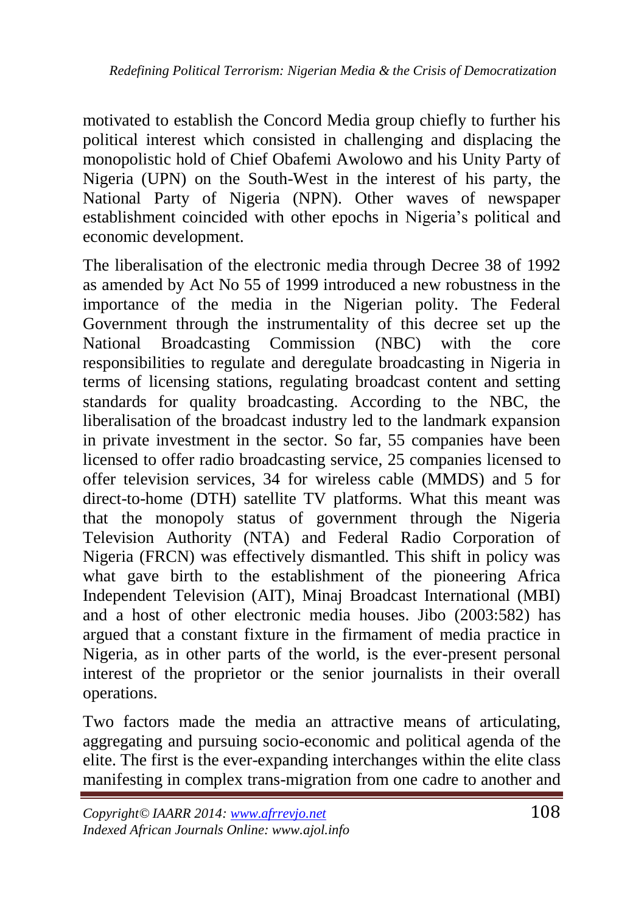motivated to establish the Concord Media group chiefly to further his political interest which consisted in challenging and displacing the monopolistic hold of Chief Obafemi Awolowo and his Unity Party of Nigeria (UPN) on the South-West in the interest of his party, the National Party of Nigeria (NPN). Other waves of newspaper establishment coincided with other epochs in Nigeria's political and economic development.

The liberalisation of the electronic media through Decree 38 of 1992 as amended by Act No 55 of 1999 introduced a new robustness in the importance of the media in the Nigerian polity. The Federal Government through the instrumentality of this decree set up the National Broadcasting Commission (NBC) with the core responsibilities to regulate and deregulate broadcasting in Nigeria in terms of licensing stations, regulating broadcast content and setting standards for quality broadcasting. According to the NBC, the liberalisation of the broadcast industry led to the landmark expansion in private investment in the sector. So far, 55 companies have been licensed to offer radio broadcasting service, 25 companies licensed to offer television services, 34 for wireless cable (MMDS) and 5 for direct-to-home (DTH) satellite TV platforms. What this meant was that the monopoly status of government through the Nigeria Television Authority (NTA) and Federal Radio Corporation of Nigeria (FRCN) was effectively dismantled. This shift in policy was what gave birth to the establishment of the pioneering Africa Independent Television (AIT), Minaj Broadcast International (MBI) and a host of other electronic media houses. Jibo (2003:582) has argued that a constant fixture in the firmament of media practice in Nigeria, as in other parts of the world, is the ever-present personal interest of the proprietor or the senior journalists in their overall operations.

Two factors made the media an attractive means of articulating, aggregating and pursuing socio-economic and political agenda of the elite. The first is the ever-expanding interchanges within the elite class manifesting in complex trans-migration from one cadre to another and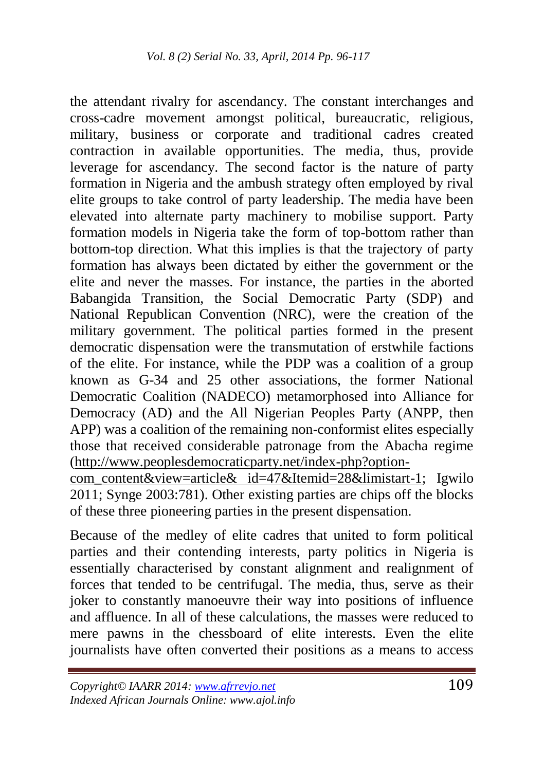the attendant rivalry for ascendancy. The constant interchanges and cross-cadre movement amongst political, bureaucratic, religious, military, business or corporate and traditional cadres created contraction in available opportunities. The media, thus, provide leverage for ascendancy. The second factor is the nature of party formation in Nigeria and the ambush strategy often employed by rival elite groups to take control of party leadership. The media have been elevated into alternate party machinery to mobilise support. Party formation models in Nigeria take the form of top-bottom rather than bottom-top direction. What this implies is that the trajectory of party formation has always been dictated by either the government or the elite and never the masses. For instance, the parties in the aborted Babangida Transition, the Social Democratic Party (SDP) and National Republican Convention (NRC), were the creation of the military government. The political parties formed in the present democratic dispensation were the transmutation of erstwhile factions of the elite. For instance, while the PDP was a coalition of a group known as G-34 and 25 other associations, the former National Democratic Coalition (NADECO) metamorphosed into Alliance for Democracy (AD) and the All Nigerian Peoples Party (ANPP, then APP) was a coalition of the remaining non-conformist elites especially those that received considerable patronage from the Abacha regime (http://www.peoplesdemocraticparty.net/index-php?option-com_content&view=article& id=47&Itemid=28&limistart-1; Igwilo 2011; Synge 2003:781). Other existing parties are chips off the blocks of these three pioneering parties in the present dispensation.

Because of the medley of elite cadres that united to form political parties and their contending interests, party politics in Nigeria is essentially characterised by constant alignment and realignment of forces that tended to be centrifugal. The media, thus, serve as their joker to constantly manoeuvre their way into positions of influence and affluence. In all of these calculations, the masses were reduced to mere pawns in the chessboard of elite interests. Even the elite journalists have often converted their positions as a means to access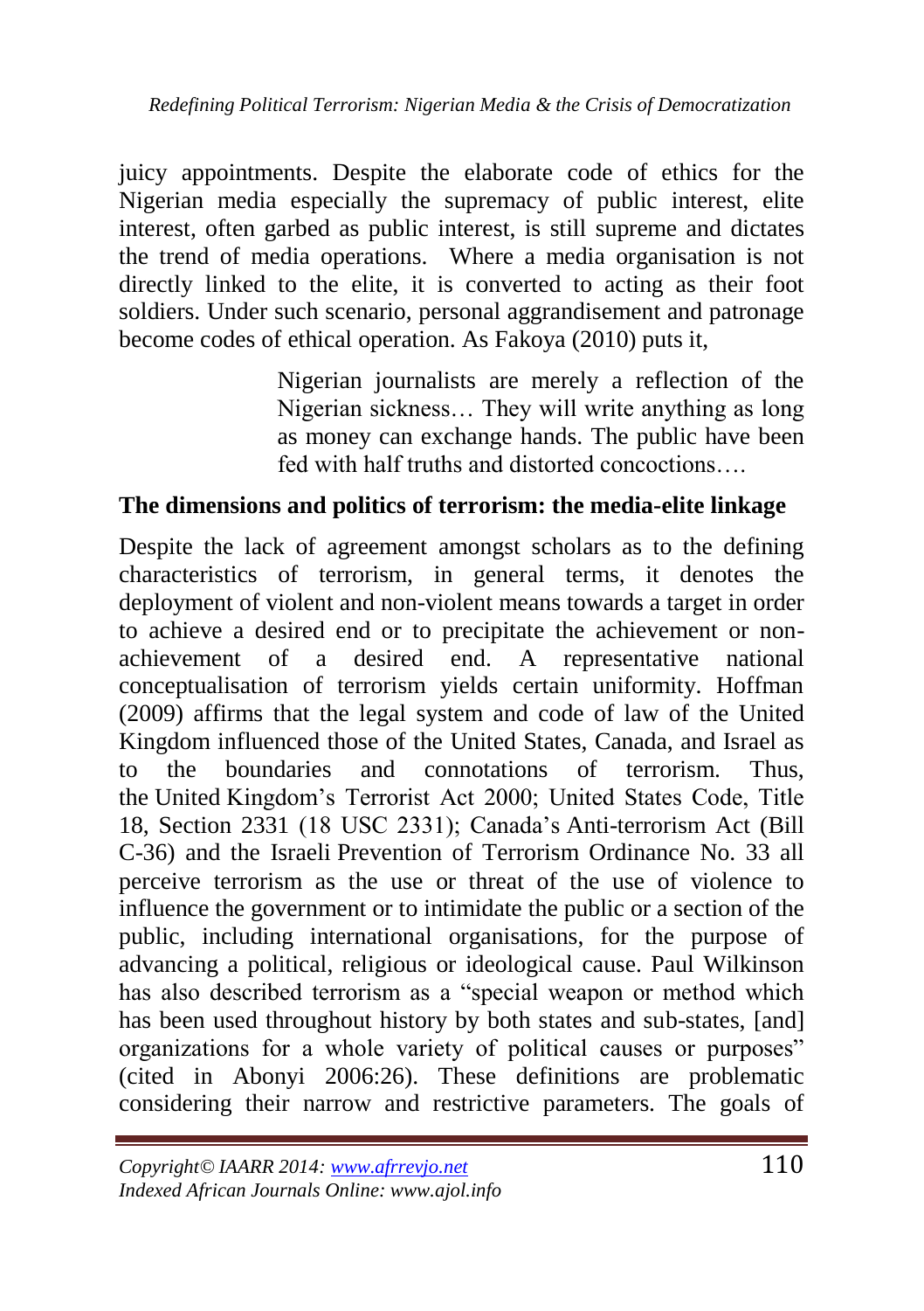juicy appointments. Despite the elaborate code of ethics for the Nigerian media especially the supremacy of public interest, elite interest, often garbed as public interest, is still supreme and dictates the trend of media operations. Where a media organisation is not directly linked to the elite, it is converted to acting as their foot soldiers. Under such scenario, personal aggrandisement and patronage become codes of ethical operation. As Fakoya (2010) puts it,

> Nigerian journalists are merely a reflection of the Nigerian sickness… They will write anything as long as money can exchange hands. The public have been fed with half truths and distorted concoctions….

## The dimensions and politics of terrorism: the media-elite linkage

Despite the lack of agreement amongst scholars as to the defining characteristics of terrorism, in general terms, it denotes the deployment of violent and non-violent means towards a target in order to achieve a desired end or to precipitate the achievement or non-achievement of a desired end. A representative national conceptualisation of terrorism yields certain uniformity. Hoffman (2009) affirms that the legal system and code of law of the United Kingdom influenced those of the United States, Canada, and Israel as to the boundaries and connotations of terrorism. Thus, the United Kingdom's Terrorist Act 2000; United States Code, Title 18, Section 2331 (18 USC 2331); Canada's Anti-terrorism Act (Bill C-36) and the Israeli Prevention of Terrorism Ordinance No. 33 all perceive terrorism as the use or threat of the use of violence to influence the government or to intimidate the public or a section of the public, including international organisations, for the purpose of advancing a political, religious or ideological cause. Paul Wilkinson has also described terrorism as a "special weapon or method which has been used throughout history by both states and sub-states, [and] organizations for a whole variety of political causes or purposes" (cited in Abonyi 2006:26). These definitions are problematic considering their narrow and restrictive parameters. The goals of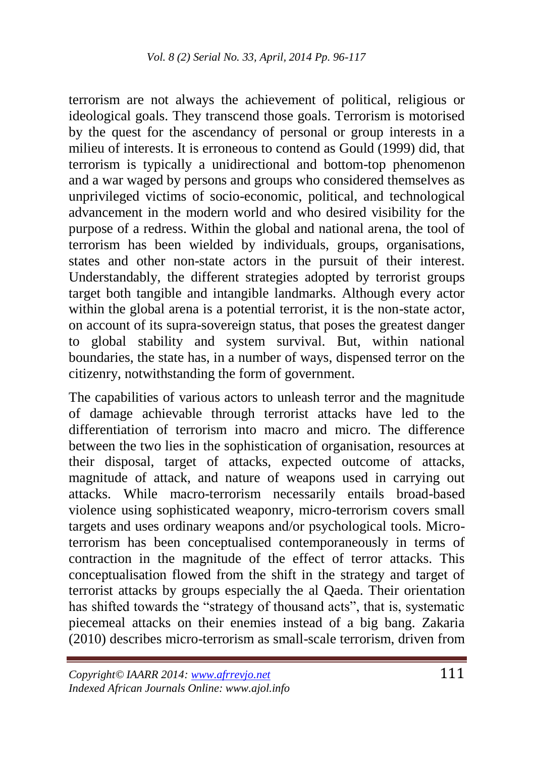terrorism are not always the achievement of political, religious or ideological goals. They transcend those goals. Terrorism is motorised by the quest for the ascendancy of personal or group interests in a milieu of interests. It is erroneous to contend as Gould (1999) did, that terrorism is typically a unidirectional and bottom-top phenomenon and a war waged by persons and groups who considered themselves as unprivileged victims of socio-economic, political, and technological advancement in the modern world and who desired visibility for the purpose of a redress. Within the global and national arena, the tool of terrorism has been wielded by individuals, groups, organisations, states and other non-state actors in the pursuit of their interest. Understandably, the different strategies adopted by terrorist groups target both tangible and intangible landmarks. Although every actor within the global arena is a potential terrorist, it is the non-state actor, on account of its supra-sovereign status, that poses the greatest danger to global stability and system survival. But, within national boundaries, the state has, in a number of ways, dispensed terror on the citizenry, notwithstanding the form of government.

The capabilities of various actors to unleash terror and the magnitude of damage achievable through terrorist attacks have led to the differentiation of terrorism into macro and micro. The difference between the two lies in the sophistication of organisation, resources at their disposal, target of attacks, expected outcome of attacks, magnitude of attack, and nature of weapons used in carrying out attacks. While macro-terrorism necessarily entails broad-based violence using sophisticated weaponry, micro-terrorism covers small targets and uses ordinary weapons and/or psychological tools. Micro-terrorism has been conceptualised contemporaneously in terms of contraction in the magnitude of the effect of terror attacks. This conceptualisation flowed from the shift in the strategy and target of terrorist attacks by groups especially the al Qaeda. Their orientation has shifted towards the "strategy of thousand acts", that is, systematic piecemeal attacks on their enemies instead of a big bang. Zakaria (2010) describes micro-terrorism as small-scale terrorism, driven from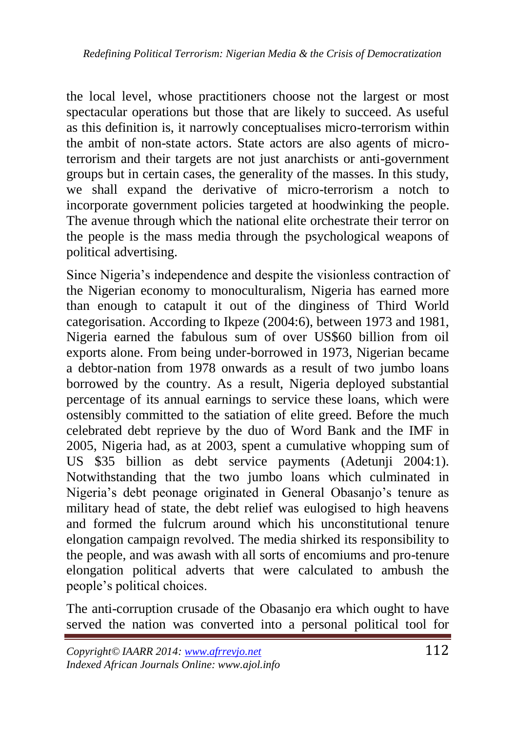the local level, whose practitioners choose not the largest or most spectacular operations but those that are likely to succeed. As useful as this definition is, it narrowly conceptualises micro-terrorism within the ambit of non-state actors. State actors are also agents of micro-terrorism and their targets are not just anarchists or anti-government groups but in certain cases, the generality of the masses. In this study, we shall expand the derivative of micro-terrorism a notch to incorporate government policies targeted at hoodwinking the people. The avenue through which the national elite orchestrate their terror on the people is the mass media through the psychological weapons of political advertising.

Since Nigeria's independence and despite the visionless contraction of the Nigerian economy to monoculturalism, Nigeria has earned more than enough to catapult it out of the dinginess of Third World categorisation. According to Ikpeze (2004:6), between 1973 and 1981, Nigeria earned the fabulous sum of over US$60 billion from oil exports alone. From being under-borrowed in 1973, Nigerian became a debtor-nation from 1978 onwards as a result of two jumbo loans borrowed by the country. As a result, Nigeria deployed substantial percentage of its annual earnings to service these loans, which were ostensibly committed to the satiation of elite greed. Before the much celebrated debt reprieve by the duo of Word Bank and the IMF in 2005, Nigeria had, as at 2003, spent a cumulative whopping sum of US $35 billion as debt service payments (Adetunji 2004:1). Notwithstanding that the two jumbo loans which culminated in Nigeria's debt peonage originated in General Obasanjo's tenure as military head of state, the debt relief was eulogised to high heavens and formed the fulcrum around which his unconstitutional tenure elongation campaign revolved. The media shirked its responsibility to the people, and was awash with all sorts of encomiums and pro-tenure elongation political adverts that were calculated to ambush the people's political choices.

The anti-corruption crusade of the Obasanjo era which ought to have served the nation was converted into a personal political tool for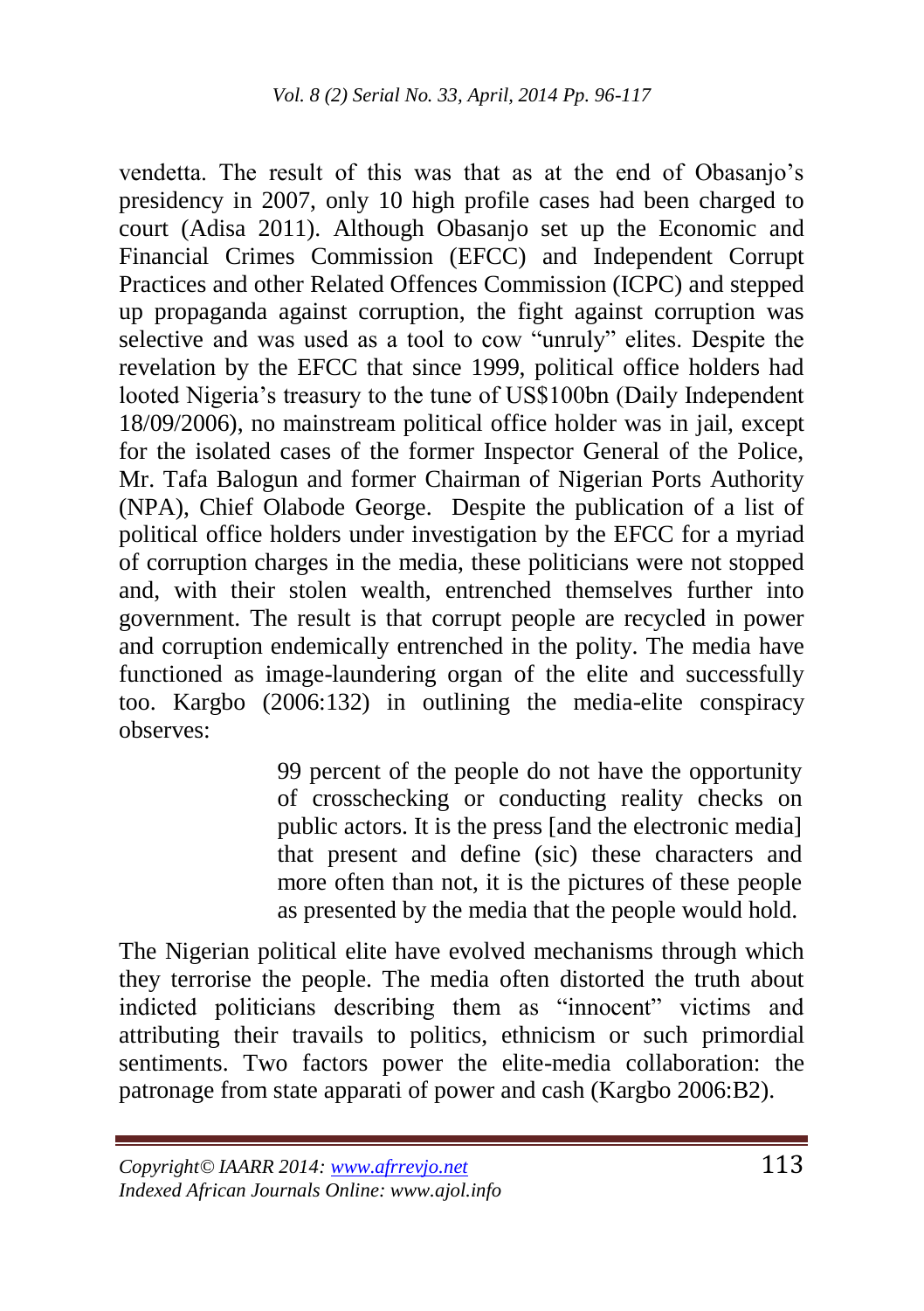vendetta. The result of this was that as at the end of Obasanjo's presidency in 2007, only 10 high profile cases had been charged to court (Adisa 2011). Although Obasanjo set up the Economic and Financial Crimes Commission (EFCC) and Independent Corrupt Practices and other Related Offences Commission (ICPC) and stepped up propaganda against corruption, the fight against corruption was selective and was used as a tool to cow "unruly" elites. Despite the revelation by the EFCC that since 1999, political office holders had looted Nigeria's treasury to the tune of US$100bn (Daily Independent 18/09/2006), no mainstream political office holder was in jail, except for the isolated cases of the former Inspector General of the Police, Mr. Tafa Balogun and former Chairman of Nigerian Ports Authority (NPA), Chief Olabode George. Despite the publication of a list of political office holders under investigation by the EFCC for a myriad of corruption charges in the media, these politicians were not stopped and, with their stolen wealth, entrenched themselves further into government. The result is that corrupt people are recycled in power and corruption endemically entrenched in the polity. The media have functioned as image-laundering organ of the elite and successfully too. Kargbo (2006:132) in outlining the media-elite conspiracy observes:

> 99 percent of the people do not have the opportunity of crosschecking or conducting reality checks on public actors. It is the press [and the electronic media] that present and define (sic) these characters and more often than not, it is the pictures of these people as presented by the media that the people would hold.

The Nigerian political elite have evolved mechanisms through which they terrorise the people. The media often distorted the truth about indicted politicians describing them as "innocent" victims and attributing their travails to politics, ethnicism or such primordial sentiments. Two factors power the elite-media collaboration: the patronage from state apparati of power and cash (Kargbo 2006:B2).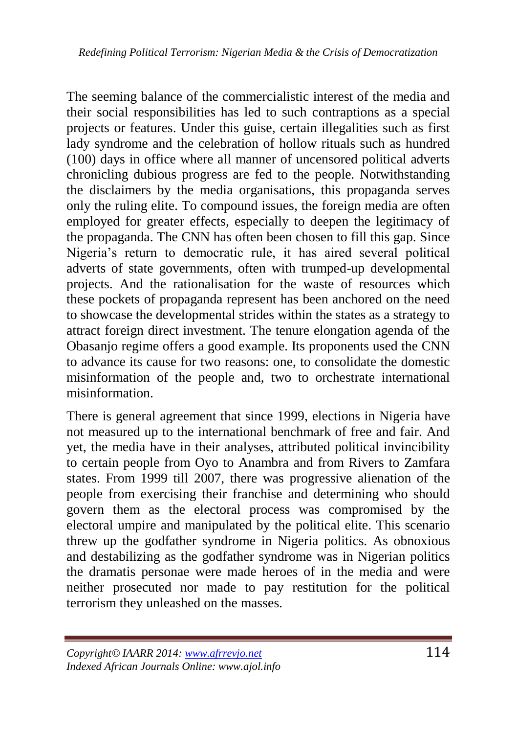The seeming balance of the commercialistic interest of the media and their social responsibilities has led to such contraptions as a special projects or features. Under this guise, certain illegalities such as first lady syndrome and the celebration of hollow rituals such as hundred (100) days in office where all manner of uncensored political adverts chronicling dubious progress are fed to the people. Notwithstanding the disclaimers by the media organisations, this propaganda serves only the ruling elite. To compound issues, the foreign media are often employed for greater effects, especially to deepen the legitimacy of the propaganda. The CNN has often been chosen to fill this gap. Since Nigeria's return to democratic rule, it has aired several political adverts of state governments, often with trumped-up developmental projects. And the rationalisation for the waste of resources which these pockets of propaganda represent has been anchored on the need to showcase the developmental strides within the states as a strategy to attract foreign direct investment. The tenure elongation agenda of the Obasanjo regime offers a good example. Its proponents used the CNN to advance its cause for two reasons: one, to consolidate the domestic misinformation of the people and, two to orchestrate international misinformation.

There is general agreement that since 1999, elections in Nigeria have not measured up to the international benchmark of free and fair. And yet, the media have in their analyses, attributed political invincibility to certain people from Oyo to Anambra and from Rivers to Zamfara states. From 1999 till 2007, there was progressive alienation of the people from exercising their franchise and determining who should govern them as the electoral process was compromised by the electoral umpire and manipulated by the political elite. This scenario threw up the godfather syndrome in Nigeria politics. As obnoxious and destabilizing as the godfather syndrome was in Nigerian politics the dramatis personae were made heroes of in the media and were neither prosecuted nor made to pay restitution for the political terrorism they unleashed on the masses.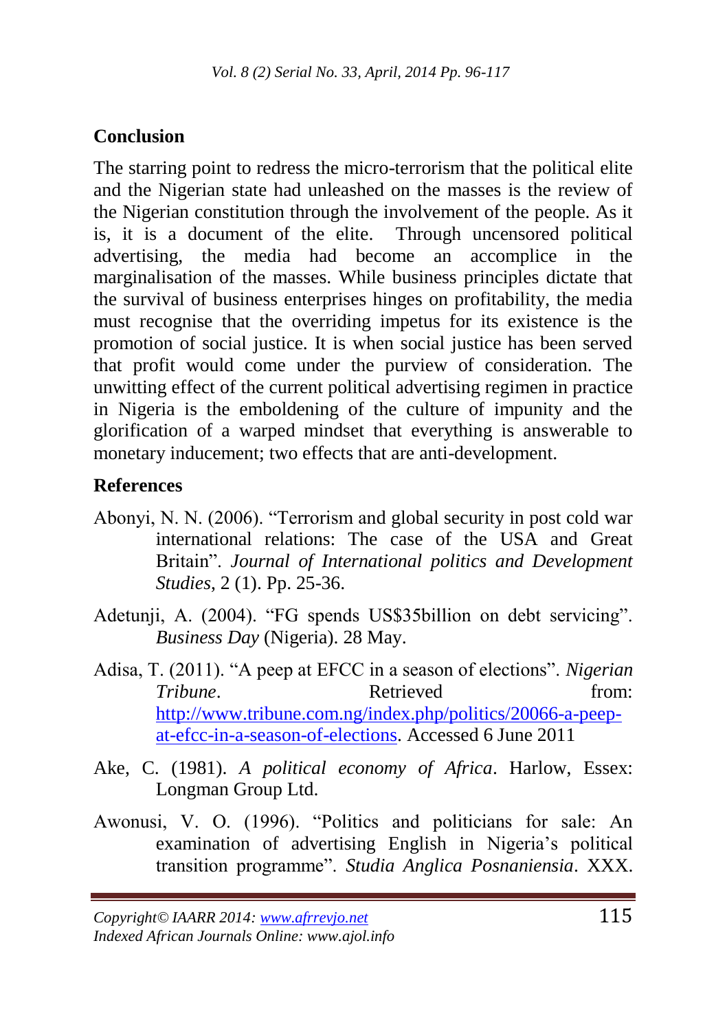## Conclusion

The starring point to redress the micro-terrorism that the political elite and the Nigerian state had unleashed on the masses is the review of the Nigerian constitution through the involvement of the people. As it is, it is a document of the elite. Through uncensored political advertising, the media had become an accomplice in the marginalisation of the masses. While business principles dictate that the survival of business enterprises hinges on profitability, the media must recognise that the overriding impetus for its existence is the promotion of social justice. It is when social justice has been served that profit would come under the purview of consideration. The unwitting effect of the current political advertising regimen in practice in Nigeria is the emboldening of the culture of impunity and the glorification of a warped mindset that everything is answerable to monetary inducement; two effects that are anti-development.

## References

Abonyi, N. N. (2006). "Terrorism and global security in post cold war international relations: The case of the USA and Great Britain". *Journal of International politics and Development Studies*, 2 (1). Pp. 25-36.

Adetunji, A. (2004). "FG spends US$35billion on debt servicing". *Business Day* (Nigeria). 28 May.

Adisa, T. (2011). "A peep at EFCC in a season of elections". *Nigerian Tribune*. Retrieved from: http://www.tribune.com.ng/index.php/politics/20066-a-peep-at-efcc-in-a-season-of-elections. Accessed 6 June 2011

Ake, C. (1981). *A political economy of Africa*. Harlow, Essex: Longman Group Ltd.

Awonusi, V. O. (1996). "Politics and politicians for sale: An examination of advertising English in Nigeria's political transition programme". *Studia Anglica Posnaniensia*. XXX.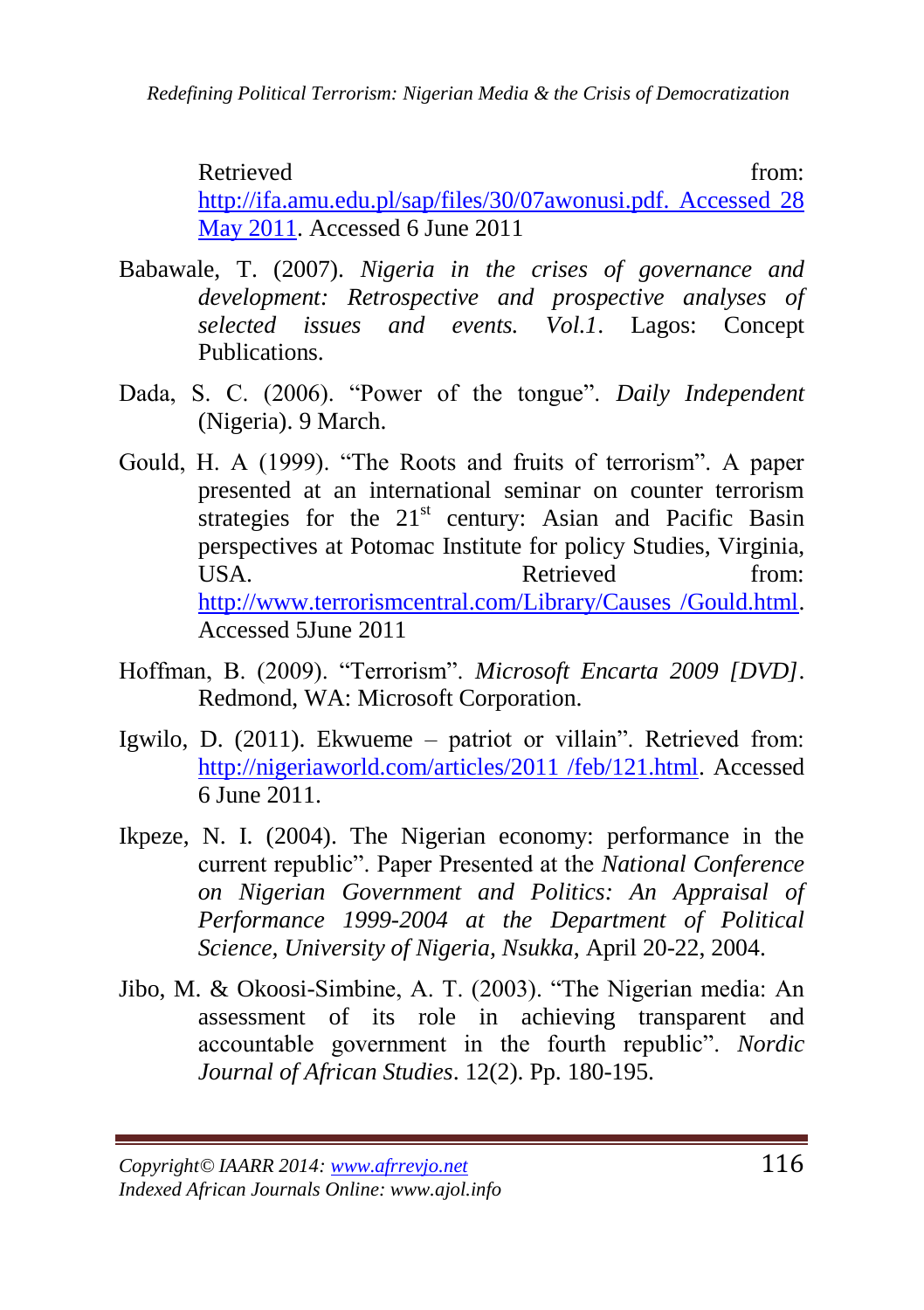Retrieved from: http://ifa.amu.edu.pl/sap/files/30/07awonusi.pdf. Accessed 28 May 2011. Accessed 6 June 2011

Babawale, T. (2007). *Nigeria in the crises of governance and development: Retrospective and prospective analyses of selected issues and events. Vol.1*. Lagos: Concept Publications.

Dada, S. C. (2006). "Power of the tongue". *Daily Independent* (Nigeria). 9 March.

Gould, H. A (1999). "The Roots and fruits of terrorism". A paper presented at an international seminar on counter terrorism strategies for the 21st century: Asian and Pacific Basin perspectives at Potomac Institute for policy Studies, Virginia, USA. Retrieved from: http://www.terrorismcentral.com/Library/Causes /Gould.html. Accessed 5June 2011

Hoffman, B. (2009). "Terrorism". *Microsoft Encarta 2009 [DVD]*. Redmond, WA: Microsoft Corporation.

Igwilo, D. (2011). Ekwueme – patriot or villain". Retrieved from: http://nigeriaworld.com/articles/2011 /feb/121.html. Accessed 6 June 2011.

Ikpeze, N. I. (2004). The Nigerian economy: performance in the current republic". Paper Presented at the *National Conference on Nigerian Government and Politics: An Appraisal of Performance 1999-2004 at the Department of Political Science, University of Nigeria, Nsukka*, April 20-22, 2004.

Jibo, M. & Okoosi-Simbine, A. T. (2003). "The Nigerian media: An assessment of its role in achieving transparent and accountable government in the fourth republic". *Nordic Journal of African Studies*. 12(2). Pp. 180-195.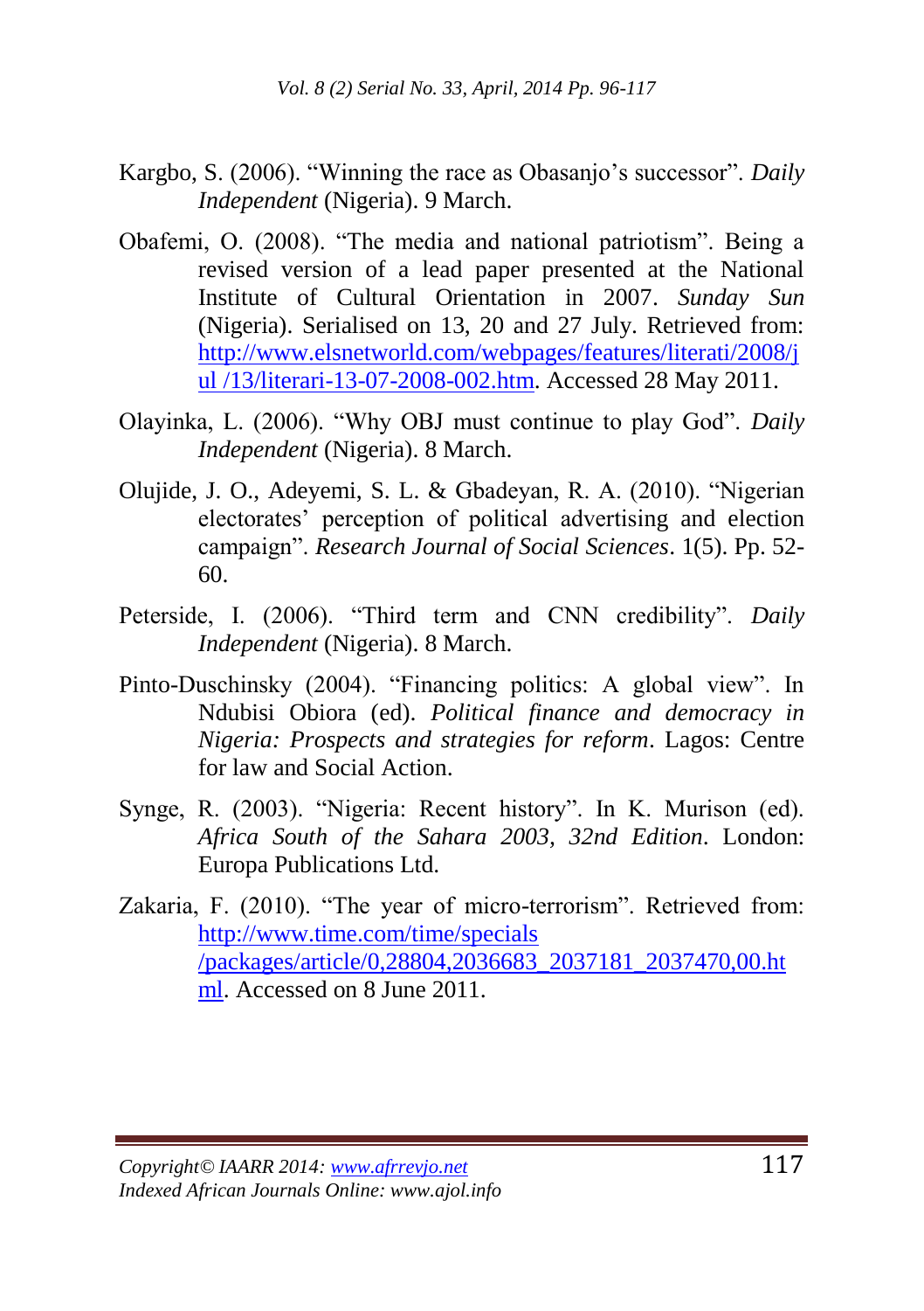Kargbo, S. (2006). "Winning the race as Obasanjo's successor". *Daily Independent* (Nigeria). 9 March.

Obafemi, O. (2008). "The media and national patriotism". Being a revised version of a lead paper presented at the National Institute of Cultural Orientation in 2007. *Sunday Sun* (Nigeria). Serialised on 13, 20 and 27 July. Retrieved from: http://www.elsnetworld.com/webpages/features/literati/2008/jul /13/literari-13-07-2008-002.htm. Accessed 28 May 2011.

Olayinka, L. (2006). "Why OBJ must continue to play God". *Daily Independent* (Nigeria). 8 March.

Olujide, J. O., Adeyemi, S. L. & Gbadeyan, R. A. (2010). "Nigerian electorates' perception of political advertising and election campaign". *Research Journal of Social Sciences*. 1(5). Pp. 52-60.

Peterside, I. (2006). "Third term and CNN credibility". *Daily Independent* (Nigeria). 8 March.

Pinto-Duschinsky (2004). "Financing politics: A global view". In Ndubisi Obiora (ed). *Political finance and democracy in Nigeria: Prospects and strategies for reform*. Lagos: Centre for law and Social Action.

Synge, R. (2003). "Nigeria: Recent history". In K. Murison (ed). *Africa South of the Sahara 2003, 32nd Edition*. London: Europa Publications Ltd.

Zakaria, F. (2010). "The year of micro-terrorism". Retrieved from: http://www.time.com/time/specials /packages/article/0,28804,2036683_2037181_2037470,00.html. Accessed on 8 June 2011.